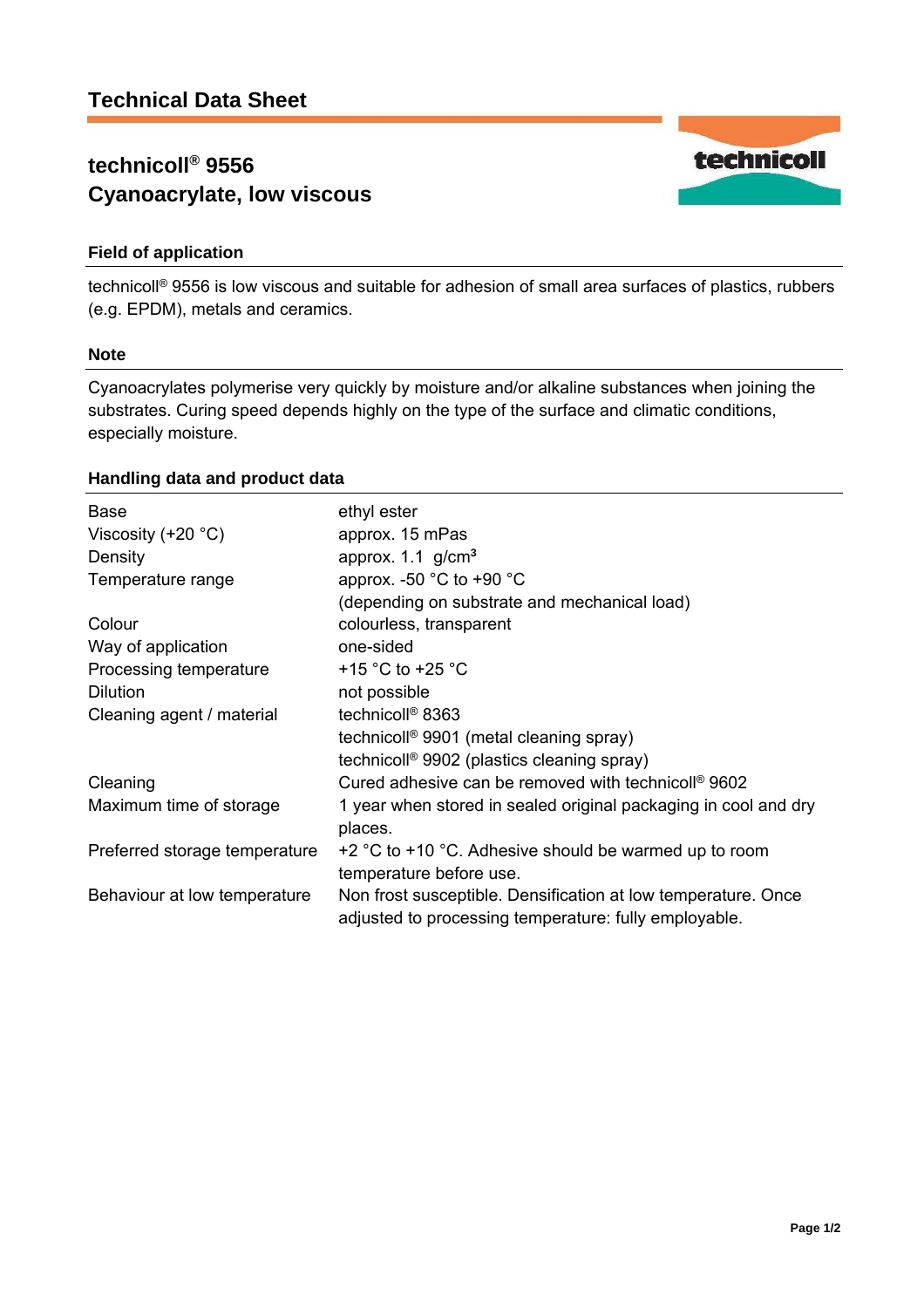# Technical Data Sheet

## technicoll® 9556
## Cyanoacrylate, low viscous

### Field of application

technicoll® 9556 is low viscous and suitable for adhesion of small area surfaces of plastics, rubbers (e.g. EPDM), metals and ceramics.

### Note

Cyanoacrylates polymerise very quickly by moisture and/or alkaline substances when joining the substrates. Curing speed depends highly on the type of the surface and climatic conditions, especially moisture.

### Handling data and product data

| | |
|---|---|
| Base | ethyl ester |
| Viscosity (+20 °C) | approx. 15 mPas |
| Density | approx. 1.1 g/cm³ |
| Temperature range | approx. -50 °C to +90 °C (depending on substrate and mechanical load) |
| Colour | colourless, transparent |
| Way of application | one-sided |
| Processing temperature | +15 °C to +25 °C |
| Dilution | not possible |
| Cleaning agent / material | technicoll® 8363<br>technicoll® 9901 (metal cleaning spray)<br>technicoll® 9902 (plastics cleaning spray) |
| Cleaning | Cured adhesive can be removed with technicoll® 9602 |
| Maximum time of storage | 1 year when stored in sealed original packaging in cool and dry places. |
| Preferred storage temperature | +2 °C to +10 °C. Adhesive should be warmed up to room temperature before use. |
| Behaviour at low temperature | Non frost susceptible. Densification at low temperature. Once adjusted to processing temperature: fully employable. |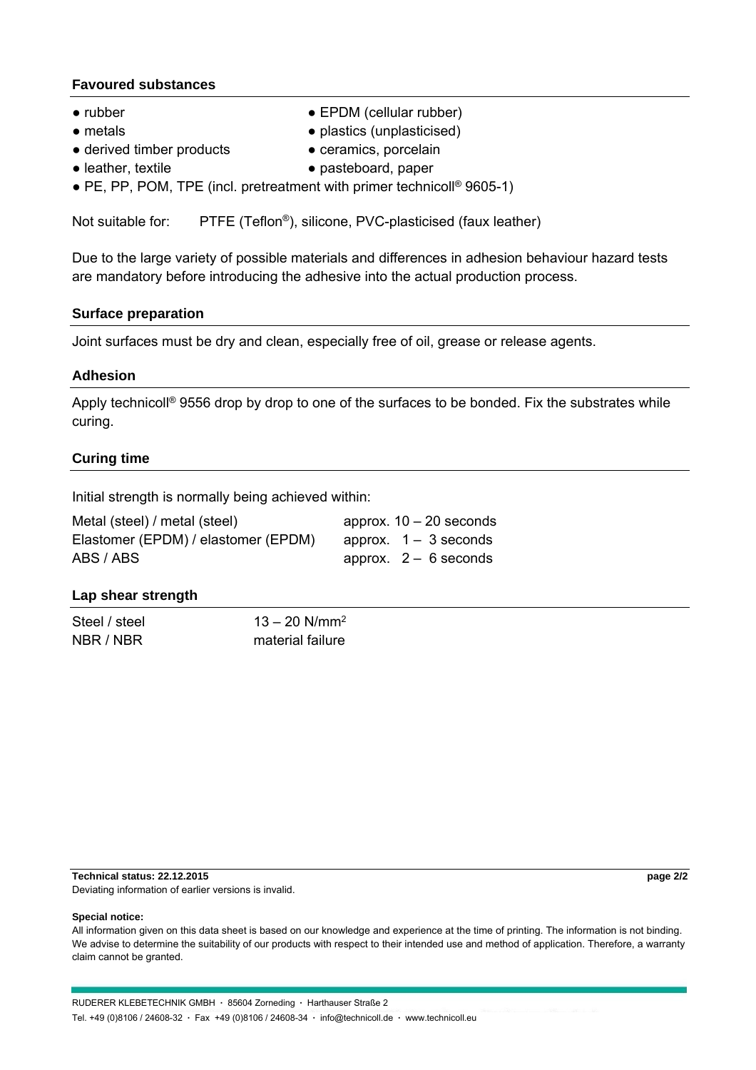## Favoured substances

- rubber
- metals
- derived timber products
- leather, textile
- EPDM (cellular rubber)
- plastics (unplasticised)
- ceramics, porcelain
- pasteboard, paper
- PE, PP, POM, TPE (incl. pretreatment with primer technicoll® 9605-1)

Not suitable for: PTFE (Teflon®), silicone, PVC-plasticised (faux leather)

Due to the large variety of possible materials and differences in adhesion behaviour hazard tests are mandatory before introducing the adhesive into the actual production process.

## Surface preparation

Joint surfaces must be dry and clean, especially free of oil, grease or release agents.

## Adhesion

Apply technicoll® 9556 drop by drop to one of the surfaces to be bonded. Fix the substrates while curing.

## Curing time

Initial strength is normally being achieved within:

| | |
|---|---|
| Metal (steel) / metal (steel) | approx. 10 – 20 seconds |
| Elastomer (EPDM) / elastomer (EPDM) | approx. 1 – 3 seconds |
| ABS / ABS | approx. 2 – 6 seconds |

## Lap shear strength

| | |
|---|---|
| Steel / steel | 13 – 20 N/mm² |
| NBR / NBR | material failure |

**Technical status: 22.12.2015**
Deviating information of earlier versions is invalid.

**Special notice:**
All information given on this data sheet is based on our knowledge and experience at the time of printing. The information is not binding. We advise to determine the suitability of our products with respect to their intended use and method of application. Therefore, a warranty claim cannot be granted.

RUDERER KLEBETECHNIK GMBH · 85604 Zorneding · Harthauser Straße 2
Tel. +49 (0)8106 / 24608-32 · Fax +49 (0)8106 / 24608-34 · info@technicoll.de · www.technicoll.eu